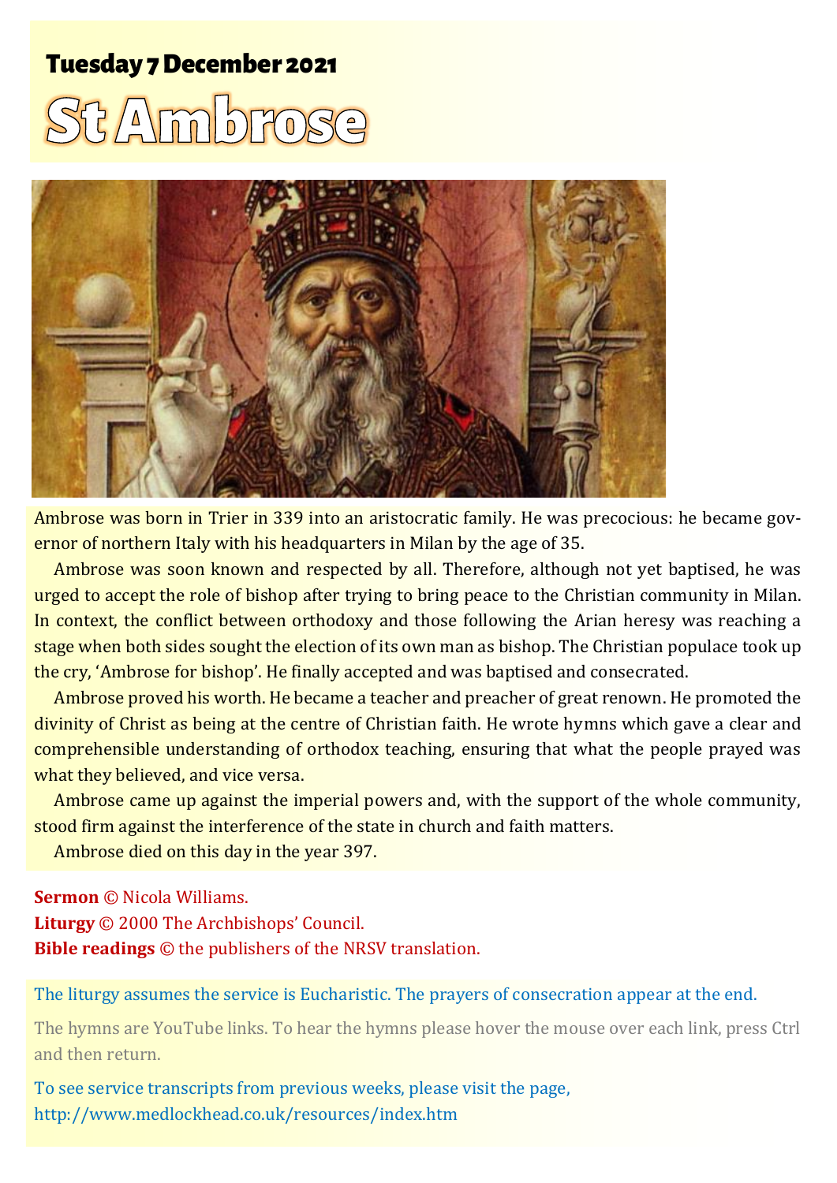## Tuesday 7 December 2021

# St Ambrose

Ambrose was born in Trier in 339 into an aristocratic family. He was precocious: he became governor of northern Italy with his headquarters in Milan by the age of 35.

Ambrose was soon known and respected by all. Therefore, although not yet baptised, he was urged to accept the role of bishop after trying to bring peace to the Christian community in Milan. In context, the conflict between orthodoxy and those following the Arian heresy was reaching a stage when both sides sought the election of its own man as bishop. The Christian populace took up the cry, 'Ambrose for bishop'. He finally accepted and was baptised and consecrated.

Ambrose proved his worth. He became a teacher and preacher of great renown. He promoted the divinity of Christ as being at the centre of Christian faith. He wrote hymns which gave a clear and comprehensible understanding of orthodox teaching, ensuring that what the people prayed was what they believed, and vice versa.

Ambrose came up against the imperial powers and, with the support of the whole community, stood firm against the interference of the state in church and faith matters.

Ambrose died on this day in the year 397.

**Sermon** © Nicola Williams.
**Liturgy** © 2000 The Archbishops' Council.
**Bible readings** © the publishers of the NRSV translation.

The liturgy assumes the service is Eucharistic. The prayers of consecration appear at the end.

The hymns are YouTube links. To hear the hymns please hover the mouse over each link, press Ctrl and then return.

To see service transcripts from previous weeks, please visit the page,
http://www.medlockhead.co.uk/resources/index.htm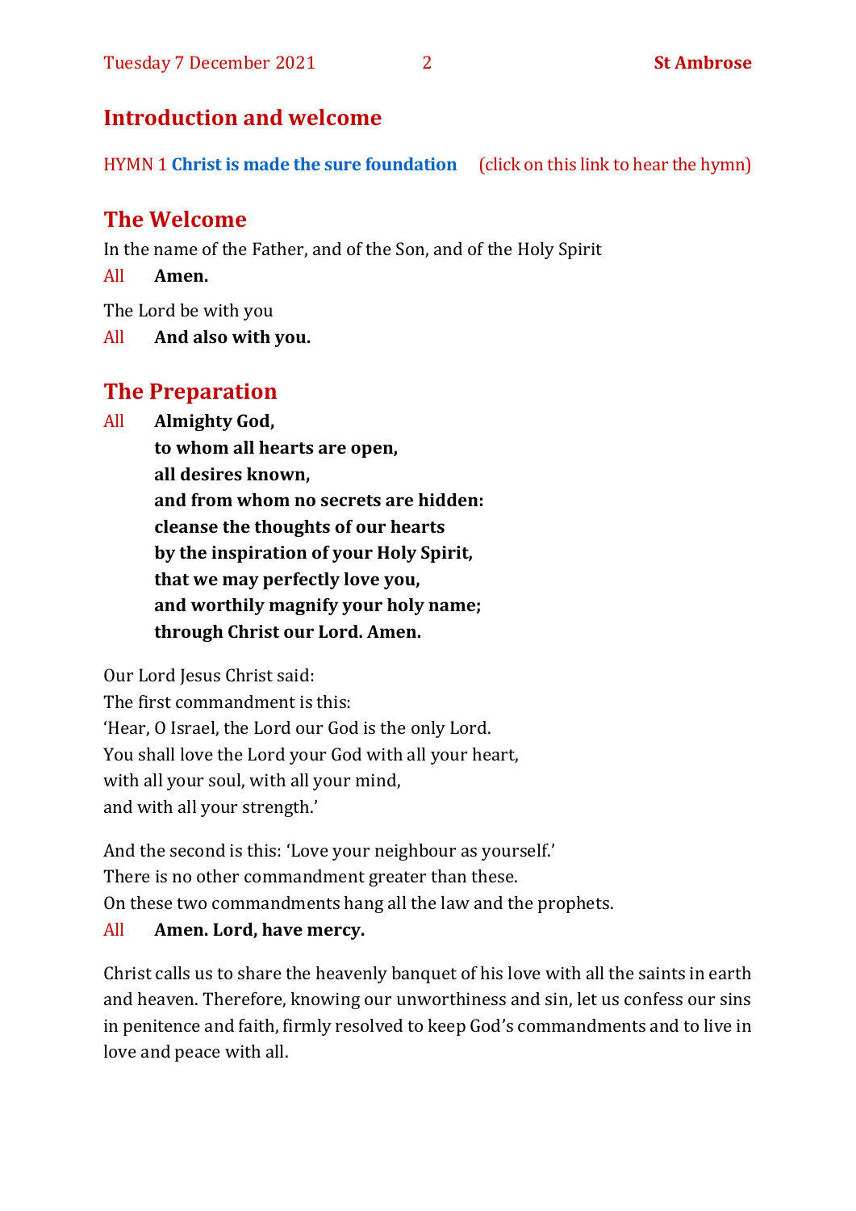## Introduction and welcome

HYMN 1 **Christ is made the sure foundation** (click on this link to hear the hymn)

## The Welcome

In the name of the Father, and of the Son, and of the Holy Spirit

All **Amen.**

The Lord be with you

All **And also with you.**

## The Preparation

All **Almighty God,**
**to whom all hearts are open,**
**all desires known,**
**and from whom no secrets are hidden:**
**cleanse the thoughts of our hearts**
**by the inspiration of your Holy Spirit,**
**that we may perfectly love you,**
**and worthily magnify your holy name;**
**through Christ our Lord. Amen.**

Our Lord Jesus Christ said:
The first commandment is this:
'Hear, O Israel, the Lord our God is the only Lord.
You shall love the Lord your God with all your heart,
with all your soul, with all your mind,
and with all your strength.'

And the second is this: 'Love your neighbour as yourself.'
There is no other commandment greater than these.
On these two commandments hang all the law and the prophets.

All **Amen. Lord, have mercy.**

Christ calls us to share the heavenly banquet of his love with all the saints in earth and heaven. Therefore, knowing our unworthiness and sin, let us confess our sins in penitence and faith, firmly resolved to keep God's commandments and to live in love and peace with all.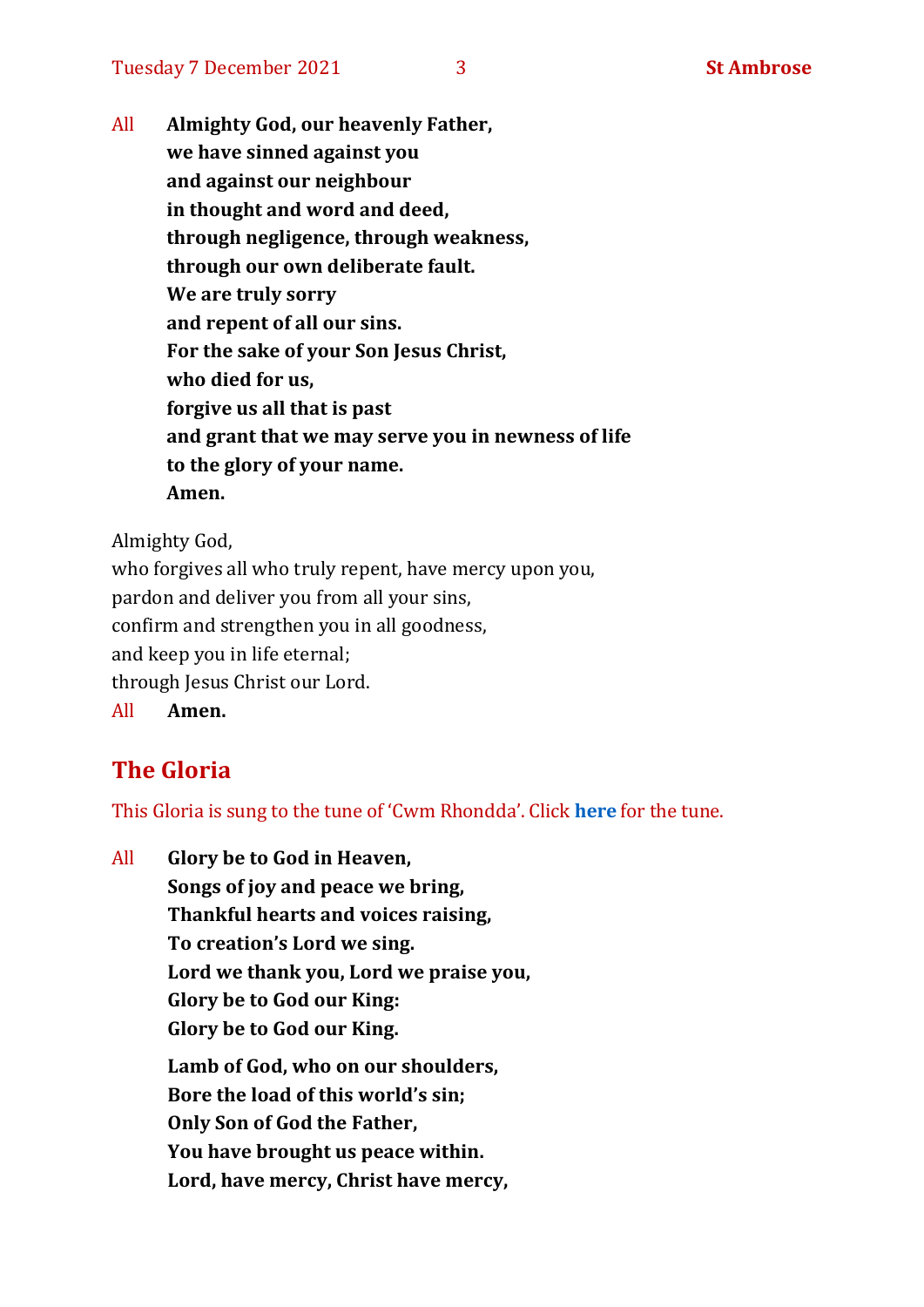All **Almighty God, our heavenly Father,**
**we have sinned against you**
**and against our neighbour**
**in thought and word and deed,**
**through negligence, through weakness,**
**through our own deliberate fault.**
**We are truly sorry**
**and repent of all our sins.**
**For the sake of your Son Jesus Christ,**
**who died for us,**
**forgive us all that is past**
**and grant that we may serve you in newness of life**
**to the glory of your name.**
**Amen.**

Almighty God,
who forgives all who truly repent, have mercy upon you,
pardon and deliver you from all your sins,
confirm and strengthen you in all goodness,
and keep you in life eternal;
through Jesus Christ our Lord.
All **Amen.**

## The Gloria

This Gloria is sung to the tune of 'Cwm Rhondda'. Click **here** for the tune.

All **Glory be to God in Heaven,**
**Songs of joy and peace we bring,**
**Thankful hearts and voices raising,**
**To creation's Lord we sing.**
**Lord we thank you, Lord we praise you,**
**Glory be to God our King:**
**Glory be to God our King.**

**Lamb of God, who on our shoulders,**
**Bore the load of this world's sin;**
**Only Son of God the Father,**
**You have brought us peace within.**
**Lord, have mercy, Christ have mercy,**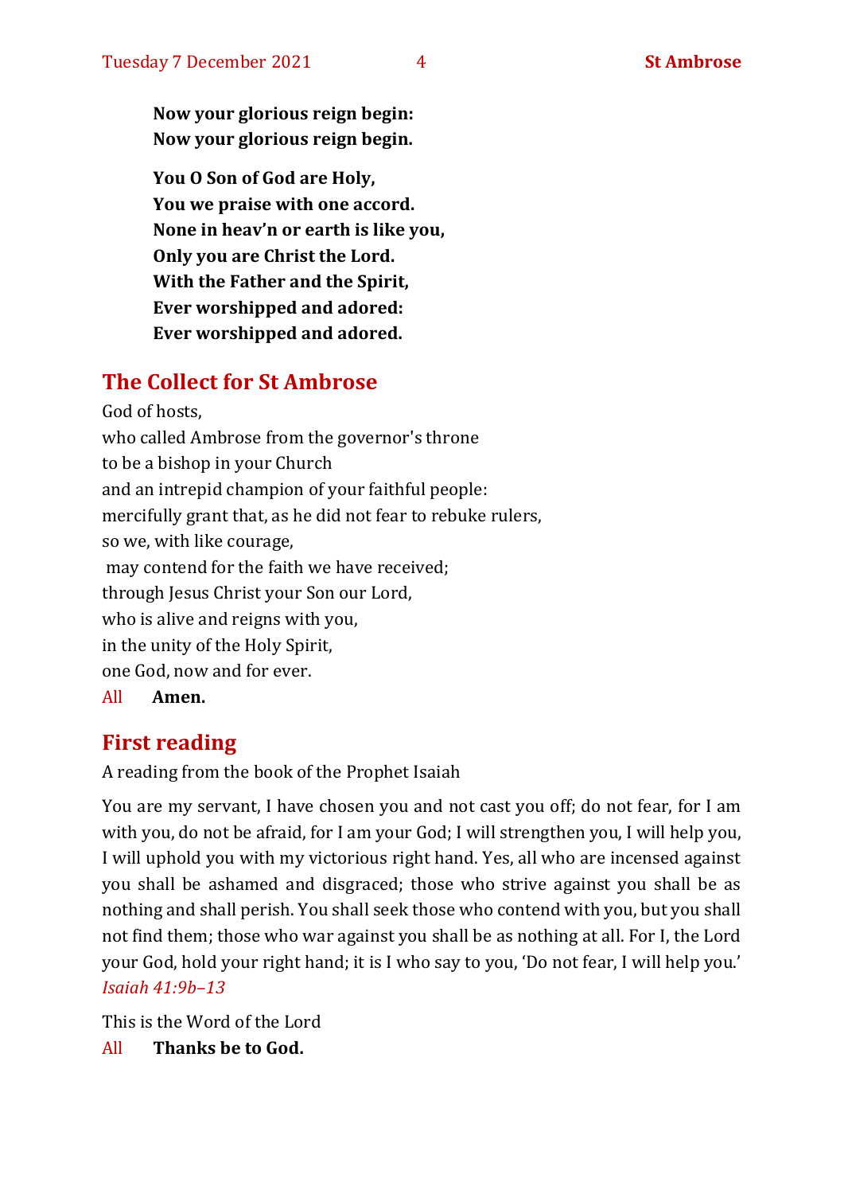**Now your glorious reign begin:**
**Now your glorious reign begin.**

**You O Son of God are Holy,**
**You we praise with one accord.**
**None in heav'n or earth is like you,**
**Only you are Christ the Lord.**
**With the Father and the Spirit,**
**Ever worshipped and adored:**
**Ever worshipped and adored.**

## The Collect for St Ambrose

God of hosts,
who called Ambrose from the governor's throne
to be a bishop in your Church
and an intrepid champion of your faithful people:
mercifully grant that, as he did not fear to rebuke rulers,
so we, with like courage,
may contend for the faith we have received;
through Jesus Christ your Son our Lord,
who is alive and reigns with you,
in the unity of the Holy Spirit,
one God, now and for ever.
All **Amen.**

## First reading

A reading from the book of the Prophet Isaiah

You are my servant, I have chosen you and not cast you off; do not fear, for I am with you, do not be afraid, for I am your God; I will strengthen you, I will help you, I will uphold you with my victorious right hand. Yes, all who are incensed against you shall be ashamed and disgraced; those who strive against you shall be as nothing and shall perish. You shall seek those who contend with you, but you shall not find them; those who war against you shall be as nothing at all. For I, the Lord your God, hold your right hand; it is I who say to you, 'Do not fear, I will help you.' *Isaiah 41:9b–13*

This is the Word of the Lord
All **Thanks be to God.**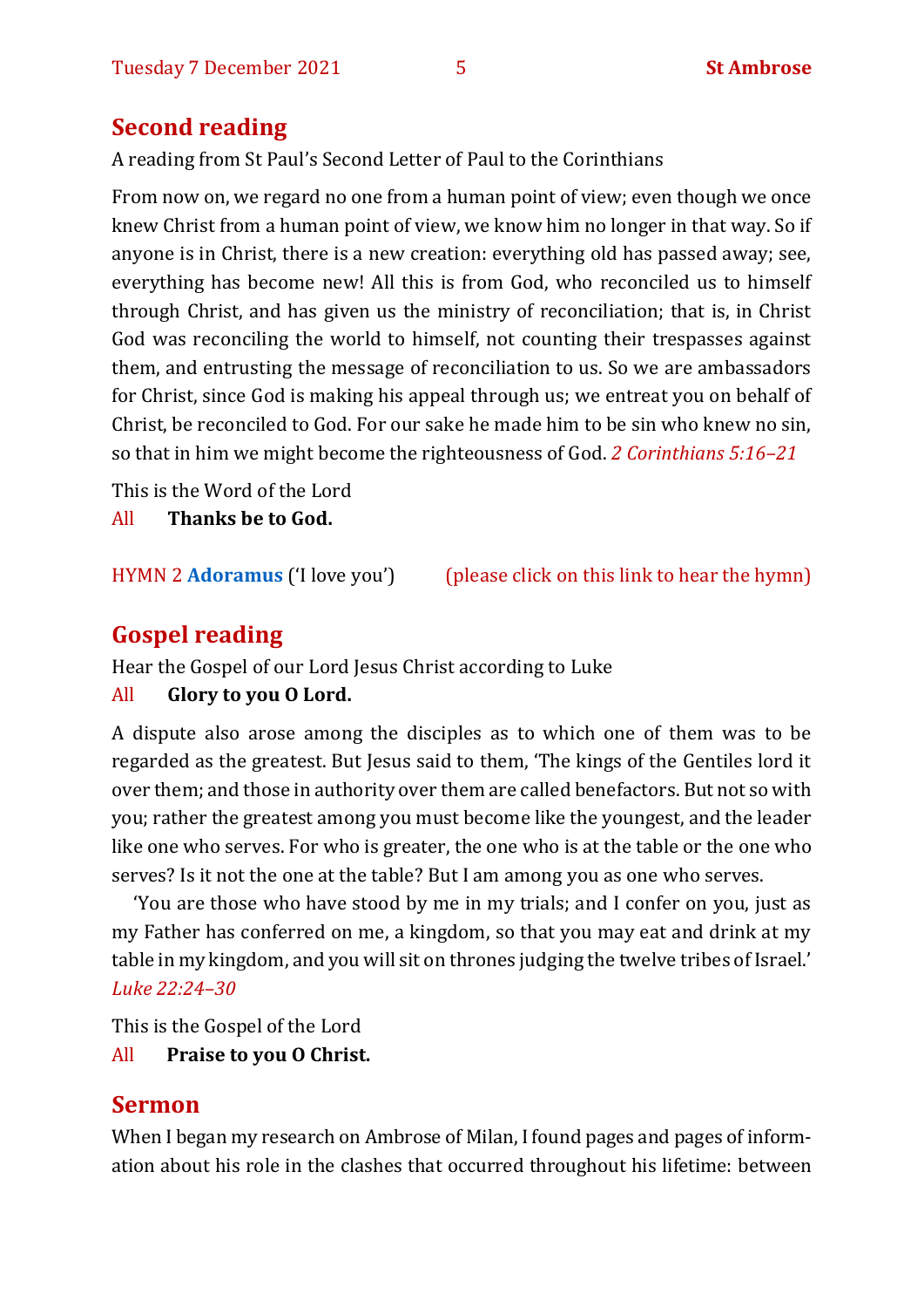## Second reading

A reading from St Paul's Second Letter of Paul to the Corinthians

From now on, we regard no one from a human point of view; even though we once knew Christ from a human point of view, we know him no longer in that way. So if anyone is in Christ, there is a new creation: everything old has passed away; see, everything has become new! All this is from God, who reconciled us to himself through Christ, and has given us the ministry of reconciliation; that is, in Christ God was reconciling the world to himself, not counting their trespasses against them, and entrusting the message of reconciliation to us. So we are ambassadors for Christ, since God is making his appeal through us; we entreat you on behalf of Christ, be reconciled to God. For our sake he made him to be sin who knew no sin, so that in him we might become the righteousness of God. *2 Corinthians 5:16–21*

This is the Word of the Lord

All **Thanks be to God.**

HYMN 2 **Adoramus** ('I love you') (please click on this link to hear the hymn)

## Gospel reading

Hear the Gospel of our Lord Jesus Christ according to Luke

All **Glory to you O Lord.**

A dispute also arose among the disciples as to which one of them was to be regarded as the greatest. But Jesus said to them, 'The kings of the Gentiles lord it over them; and those in authority over them are called benefactors. But not so with you; rather the greatest among you must become like the youngest, and the leader like one who serves. For who is greater, the one who is at the table or the one who serves? Is it not the one at the table? But I am among you as one who serves.

'You are those who have stood by me in my trials; and I confer on you, just as my Father has conferred on me, a kingdom, so that you may eat and drink at my table in my kingdom, and you will sit on thrones judging the twelve tribes of Israel.' *Luke 22:24–30*

This is the Gospel of the Lord

All **Praise to you O Christ.**

## Sermon

When I began my research on Ambrose of Milan, I found pages and pages of information about his role in the clashes that occurred throughout his lifetime: between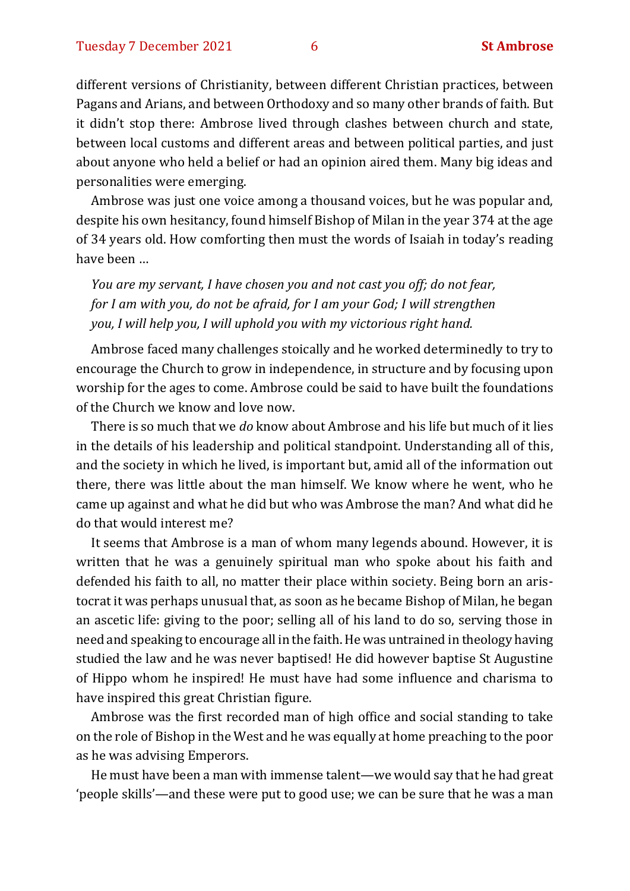different versions of Christianity, between different Christian practices, between Pagans and Arians, and between Orthodoxy and so many other brands of faith. But it didn't stop there: Ambrose lived through clashes between church and state, between local customs and different areas and between political parties, and just about anyone who held a belief or had an opinion aired them. Many big ideas and personalities were emerging.

Ambrose was just one voice among a thousand voices, but he was popular and, despite his own hesitancy, found himself Bishop of Milan in the year 374 at the age of 34 years old. How comforting then must the words of Isaiah in today's reading have been …

> *You are my servant, I have chosen you and not cast you off; do not fear, for I am with you, do not be afraid, for I am your God; I will strengthen you, I will help you, I will uphold you with my victorious right hand.*

Ambrose faced many challenges stoically and he worked determinedly to try to encourage the Church to grow in independence, in structure and by focusing upon worship for the ages to come. Ambrose could be said to have built the foundations of the Church we know and love now.

There is so much that we *do* know about Ambrose and his life but much of it lies in the details of his leadership and political standpoint. Understanding all of this, and the society in which he lived, is important but, amid all of the information out there, there was little about the man himself. We know where he went, who he came up against and what he did but who was Ambrose the man? And what did he do that would interest me?

It seems that Ambrose is a man of whom many legends abound. However, it is written that he was a genuinely spiritual man who spoke about his faith and defended his faith to all, no matter their place within society. Being born an aristocrat it was perhaps unusual that, as soon as he became Bishop of Milan, he began an ascetic life: giving to the poor; selling all of his land to do so, serving those in need and speaking to encourage all in the faith. He was untrained in theology having studied the law and he was never baptised! He did however baptise St Augustine of Hippo whom he inspired! He must have had some influence and charisma to have inspired this great Christian figure.

Ambrose was the first recorded man of high office and social standing to take on the role of Bishop in the West and he was equally at home preaching to the poor as he was advising Emperors.

He must have been a man with immense talent—we would say that he had great 'people skills'—and these were put to good use; we can be sure that he was a man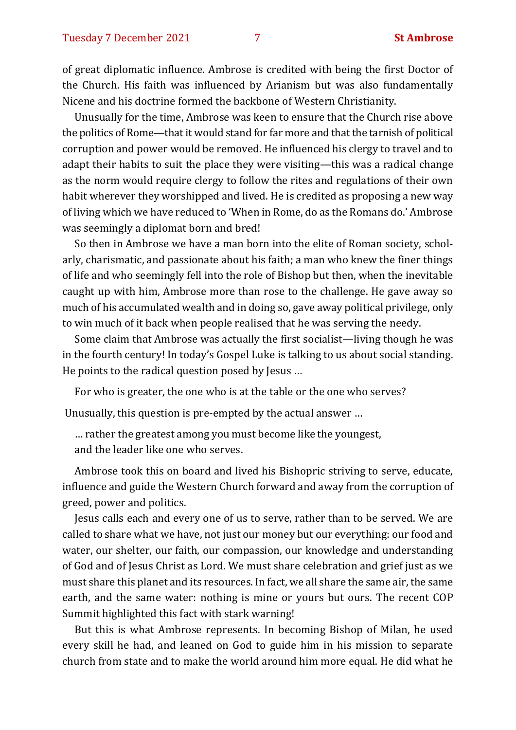of great diplomatic influence. Ambrose is credited with being the first Doctor of the Church. His faith was influenced by Arianism but was also fundamentally Nicene and his doctrine formed the backbone of Western Christianity.

Unusually for the time, Ambrose was keen to ensure that the Church rise above the politics of Rome—that it would stand for far more and that the tarnish of political corruption and power would be removed. He influenced his clergy to travel and to adapt their habits to suit the place they were visiting—this was a radical change as the norm would require clergy to follow the rites and regulations of their own habit wherever they worshipped and lived. He is credited as proposing a new way of living which we have reduced to 'When in Rome, do as the Romans do.' Ambrose was seemingly a diplomat born and bred!

So then in Ambrose we have a man born into the elite of Roman society, scholarly, charismatic, and passionate about his faith; a man who knew the finer things of life and who seemingly fell into the role of Bishop but then, when the inevitable caught up with him, Ambrose more than rose to the challenge. He gave away so much of his accumulated wealth and in doing so, gave away political privilege, only to win much of it back when people realised that he was serving the needy.

Some claim that Ambrose was actually the first socialist—living though he was in the fourth century! In today's Gospel Luke is talking to us about social standing. He points to the radical question posed by Jesus …

> For who is greater, the one who is at the table or the one who serves?

Unusually, this question is pre-empted by the actual answer …

> … rather the greatest among you must become like the youngest,
> and the leader like one who serves.

Ambrose took this on board and lived his Bishopric striving to serve, educate, influence and guide the Western Church forward and away from the corruption of greed, power and politics.

Jesus calls each and every one of us to serve, rather than to be served. We are called to share what we have, not just our money but our everything: our food and water, our shelter, our faith, our compassion, our knowledge and understanding of God and of Jesus Christ as Lord. We must share celebration and grief just as we must share this planet and its resources. In fact, we all share the same air, the same earth, and the same water: nothing is mine or yours but ours. The recent COP Summit highlighted this fact with stark warning!

But this is what Ambrose represents. In becoming Bishop of Milan, he used every skill he had, and leaned on God to guide him in his mission to separate church from state and to make the world around him more equal. He did what he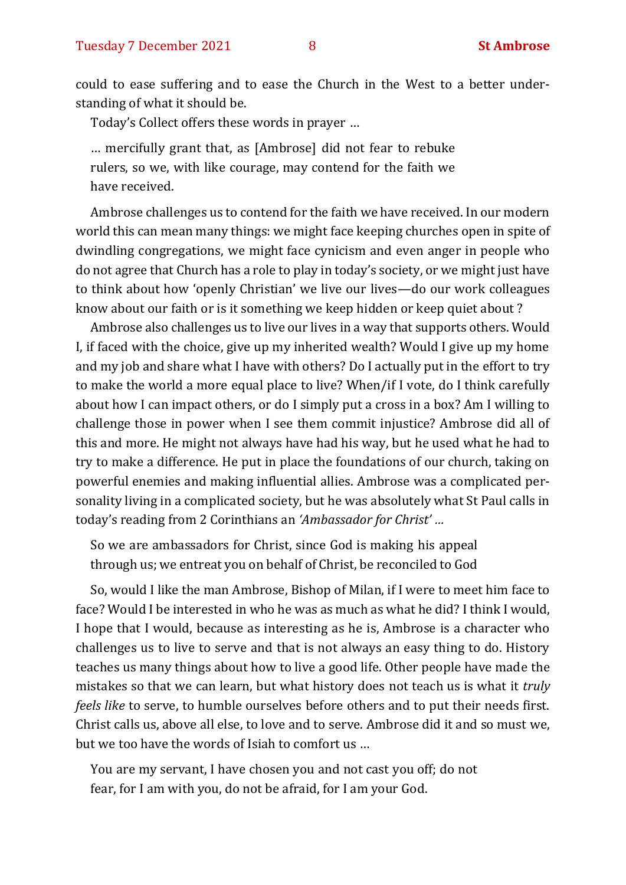could to ease suffering and to ease the Church in the West to a better understanding of what it should be.

Today's Collect offers these words in prayer …

> … mercifully grant that, as [Ambrose] did not fear to rebuke rulers, so we, with like courage, may contend for the faith we have received.

Ambrose challenges us to contend for the faith we have received. In our modern world this can mean many things: we might face keeping churches open in spite of dwindling congregations, we might face cynicism and even anger in people who do not agree that Church has a role to play in today's society, or we might just have to think about how 'openly Christian' we live our lives—do our work colleagues know about our faith or is it something we keep hidden or keep quiet about ?

Ambrose also challenges us to live our lives in a way that supports others. Would I, if faced with the choice, give up my inherited wealth? Would I give up my home and my job and share what I have with others? Do I actually put in the effort to try to make the world a more equal place to live? When/if I vote, do I think carefully about how I can impact others, or do I simply put a cross in a box? Am I willing to challenge those in power when I see them commit injustice? Ambrose did all of this and more. He might not always have had his way, but he used what he had to try to make a difference. He put in place the foundations of our church, taking on powerful enemies and making influential allies. Ambrose was a complicated personality living in a complicated society, but he was absolutely what St Paul calls in today's reading from 2 Corinthians an *'Ambassador for Christ' …*

> So we are ambassadors for Christ, since God is making his appeal through us; we entreat you on behalf of Christ, be reconciled to God

So, would I like the man Ambrose, Bishop of Milan, if I were to meet him face to face? Would I be interested in who he was as much as what he did? I think I would, I hope that I would, because as interesting as he is, Ambrose is a character who challenges us to live to serve and that is not always an easy thing to do. History teaches us many things about how to live a good life. Other people have made the mistakes so that we can learn, but what history does not teach us is what it *truly feels like* to serve, to humble ourselves before others and to put their needs first. Christ calls us, above all else, to love and to serve. Ambrose did it and so must we, but we too have the words of Isiah to comfort us …

> You are my servant, I have chosen you and not cast you off; do not fear, for I am with you, do not be afraid, for I am your God.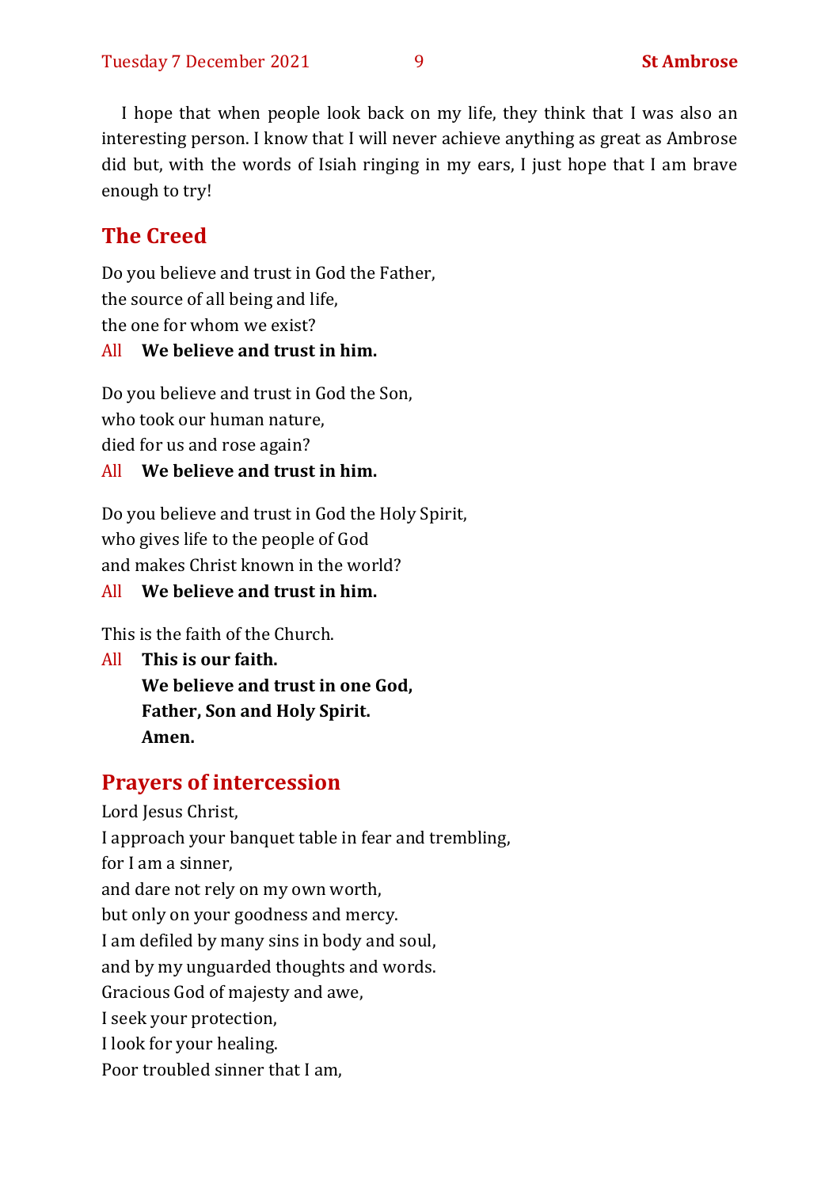I hope that when people look back on my life, they think that I was also an interesting person. I know that I will never achieve anything as great as Ambrose did but, with the words of Isiah ringing in my ears, I just hope that I am brave enough to try!

## The Creed

Do you believe and trust in God the Father,  
the source of all being and life,  
the one for whom we exist?

All **We believe and trust in him.**

Do you believe and trust in God the Son,  
who took our human nature,  
died for us and rose again?

All **We believe and trust in him.**

Do you believe and trust in God the Holy Spirit,  
who gives life to the people of God  
and makes Christ known in the world?

All **We believe and trust in him.**

This is the faith of the Church.

All **This is our faith.**  
**We believe and trust in one God,**  
**Father, Son and Holy Spirit.**  
**Amen.**

## Prayers of intercession

Lord Jesus Christ,  
I approach your banquet table in fear and trembling,  
for I am a sinner,  
and dare not rely on my own worth,  
but only on your goodness and mercy.  
I am defiled by many sins in body and soul,  
and by my unguarded thoughts and words.  
Gracious God of majesty and awe,  
I seek your protection,  
I look for your healing.  
Poor troubled sinner that I am,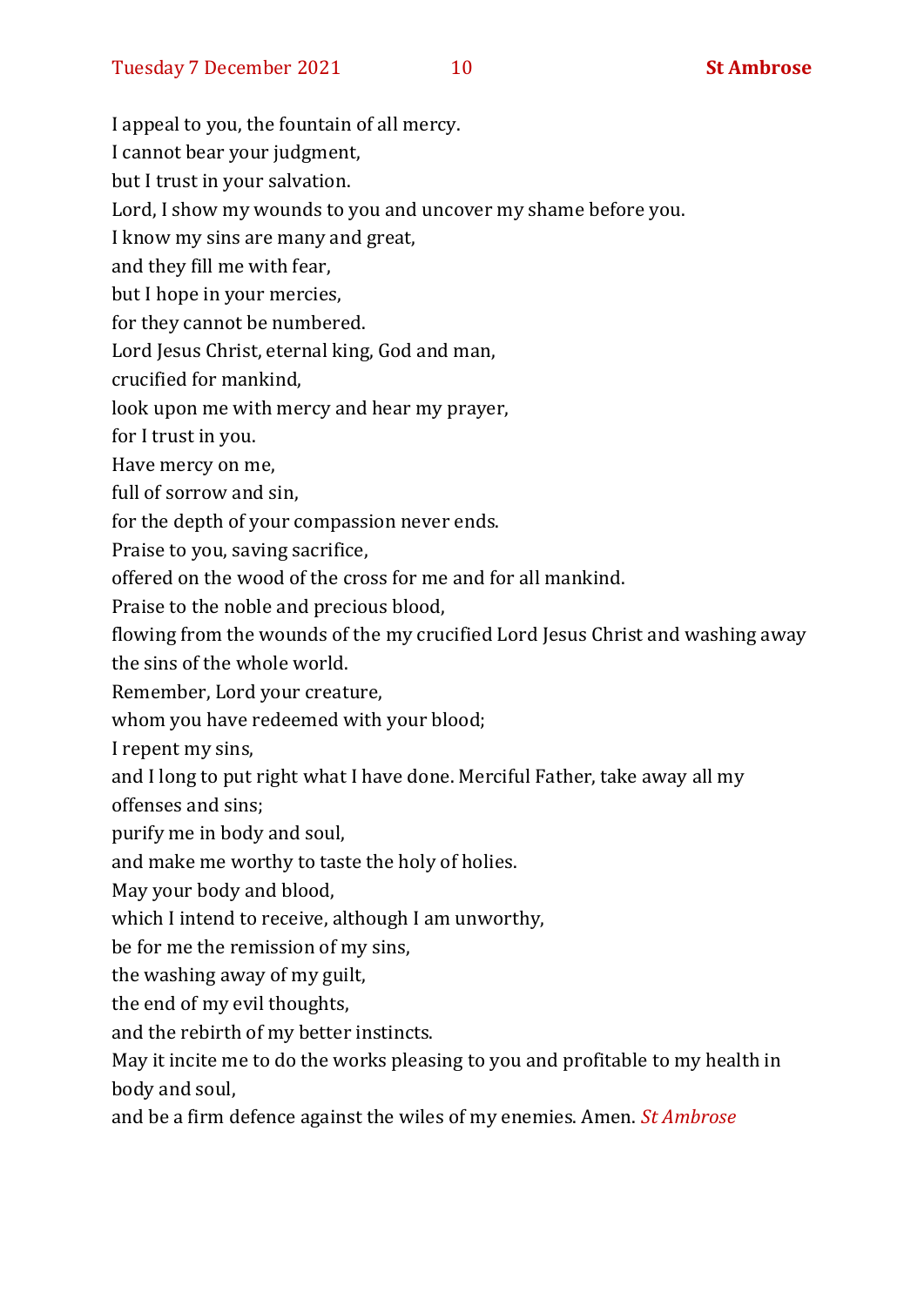I appeal to you, the fountain of all mercy.
I cannot bear your judgment,
but I trust in your salvation.
Lord, I show my wounds to you and uncover my shame before you.
I know my sins are many and great,
and they fill me with fear,
but I hope in your mercies,
for they cannot be numbered.
Lord Jesus Christ, eternal king, God and man,
crucified for mankind,
look upon me with mercy and hear my prayer,
for I trust in you.
Have mercy on me,
full of sorrow and sin,
for the depth of your compassion never ends.
Praise to you, saving sacrifice,
offered on the wood of the cross for me and for all mankind.
Praise to the noble and precious blood,
flowing from the wounds of the my crucified Lord Jesus Christ and washing away the sins of the whole world.
Remember, Lord your creature,
whom you have redeemed with your blood;
I repent my sins,
and I long to put right what I have done. Merciful Father, take away all my offenses and sins;
purify me in body and soul,
and make me worthy to taste the holy of holies.
May your body and blood,
which I intend to receive, although I am unworthy,
be for me the remission of my sins,
the washing away of my guilt,
the end of my evil thoughts,
and the rebirth of my better instincts.
May it incite me to do the works pleasing to you and profitable to my health in body and soul,
and be a firm defence against the wiles of my enemies. Amen. *St Ambrose*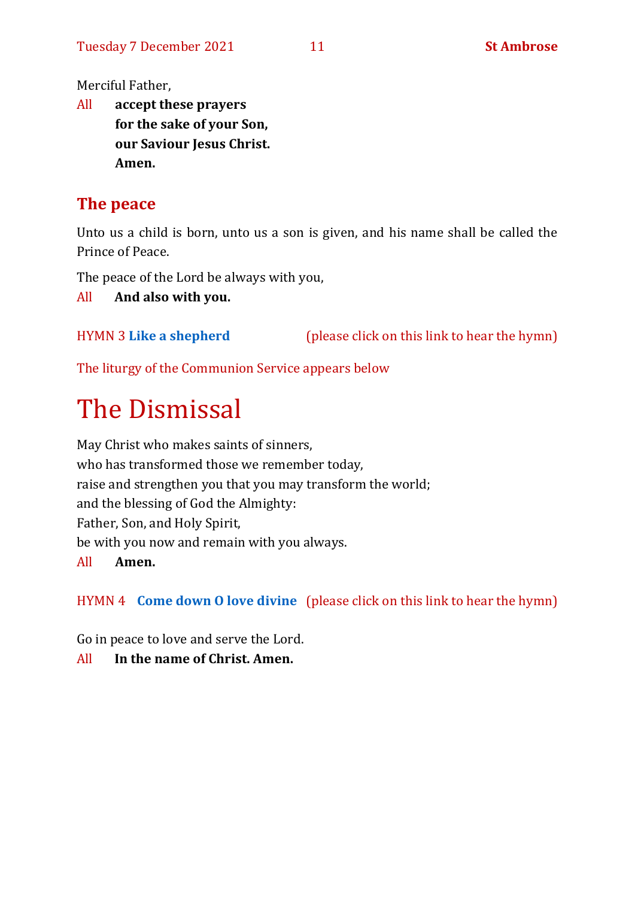Merciful Father,

All **accept these prayers**
**for the sake of your Son,**
**our Saviour Jesus Christ.**
**Amen.**

## The peace

Unto us a child is born, unto us a son is given, and his name shall be called the Prince of Peace.

The peace of the Lord be always with you,

All **And also with you.**

HYMN 3 **Like a shepherd** (please click on this link to hear the hymn)

The liturgy of the Communion Service appears below

# The Dismissal

May Christ who makes saints of sinners,
who has transformed those we remember today,
raise and strengthen you that you may transform the world;
and the blessing of God the Almighty:
Father, Son, and Holy Spirit,
be with you now and remain with you always.

All **Amen.**

HYMN 4 **Come down O love divine** (please click on this link to hear the hymn)

Go in peace to love and serve the Lord.

All **In the name of Christ. Amen.**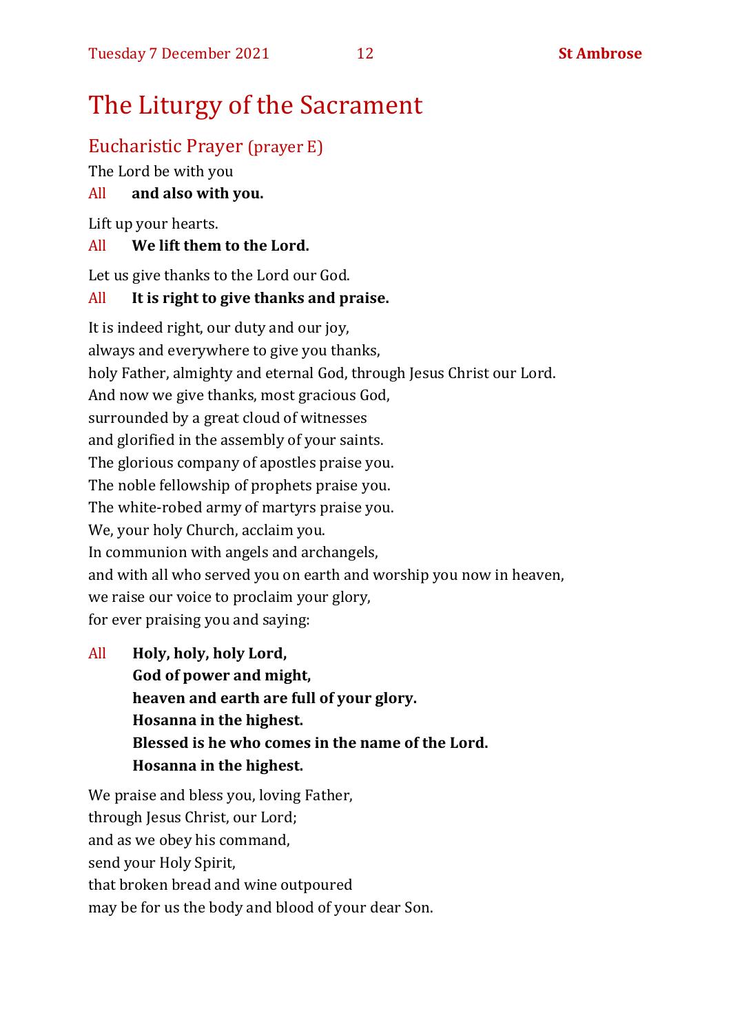# The Liturgy of the Sacrament

## Eucharistic Prayer (prayer E)

The Lord be with you

All **and also with you.**

Lift up your hearts.

All **We lift them to the Lord.**

Let us give thanks to the Lord our God.

All **It is right to give thanks and praise.**

It is indeed right, our duty and our joy,
always and everywhere to give you thanks,
holy Father, almighty and eternal God, through Jesus Christ our Lord.
And now we give thanks, most gracious God,
surrounded by a great cloud of witnesses
and glorified in the assembly of your saints.
The glorious company of apostles praise you.
The noble fellowship of prophets praise you.
The white-robed army of martyrs praise you.
We, your holy Church, acclaim you.
In communion with angels and archangels,
and with all who served you on earth and worship you now in heaven,
we raise our voice to proclaim your glory,
for ever praising you and saying:

All **Holy, holy, holy Lord,**
**God of power and might,**
**heaven and earth are full of your glory.**
**Hosanna in the highest.**
**Blessed is he who comes in the name of the Lord.**
**Hosanna in the highest.**

We praise and bless you, loving Father,
through Jesus Christ, our Lord;
and as we obey his command,
send your Holy Spirit,
that broken bread and wine outpoured
may be for us the body and blood of your dear Son.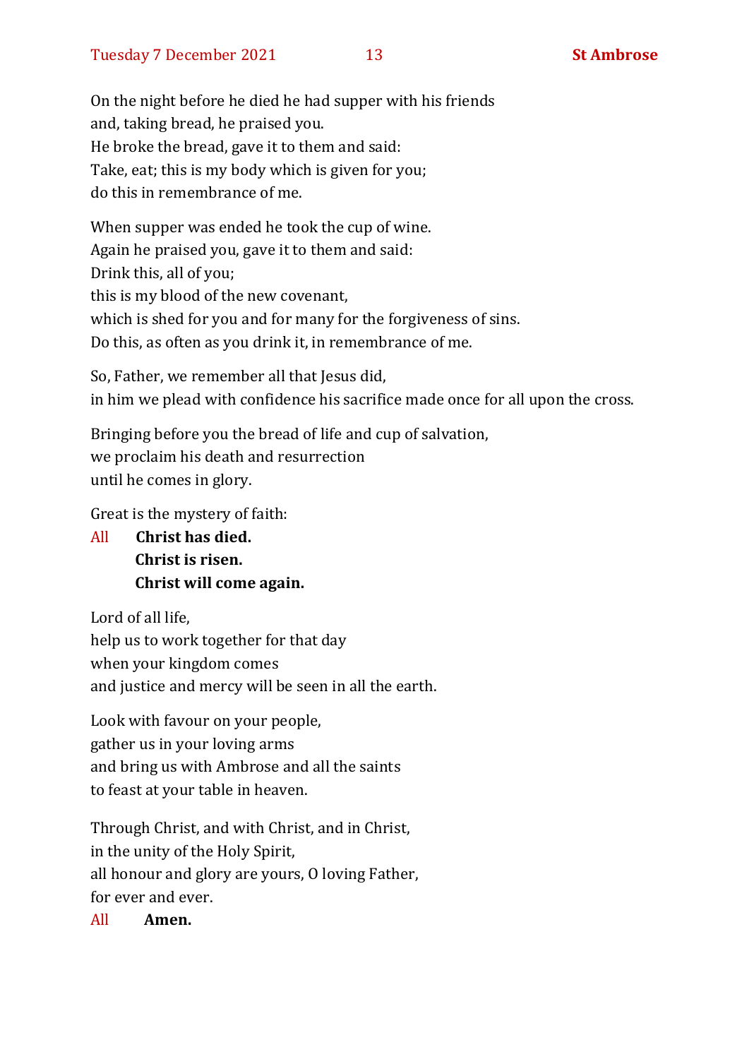On the night before he died he had supper with his friends
and, taking bread, he praised you.
He broke the bread, gave it to them and said:
Take, eat; this is my body which is given for you;
do this in remembrance of me.

When supper was ended he took the cup of wine.
Again he praised you, gave it to them and said:
Drink this, all of you;
this is my blood of the new covenant,
which is shed for you and for many for the forgiveness of sins.
Do this, as often as you drink it, in remembrance of me.

So, Father, we remember all that Jesus did,
in him we plead with confidence his sacrifice made once for all upon the cross.

Bringing before you the bread of life and cup of salvation,
we proclaim his death and resurrection
until he comes in glory.

Great is the mystery of faith:

All **Christ has died.**
**Christ is risen.**
**Christ will come again.**

Lord of all life,
help us to work together for that day
when your kingdom comes
and justice and mercy will be seen in all the earth.

Look with favour on your people,
gather us in your loving arms
and bring us with Ambrose and all the saints
to feast at your table in heaven.

Through Christ, and with Christ, and in Christ,
in the unity of the Holy Spirit,
all honour and glory are yours, O loving Father,
for ever and ever.

All **Amen.**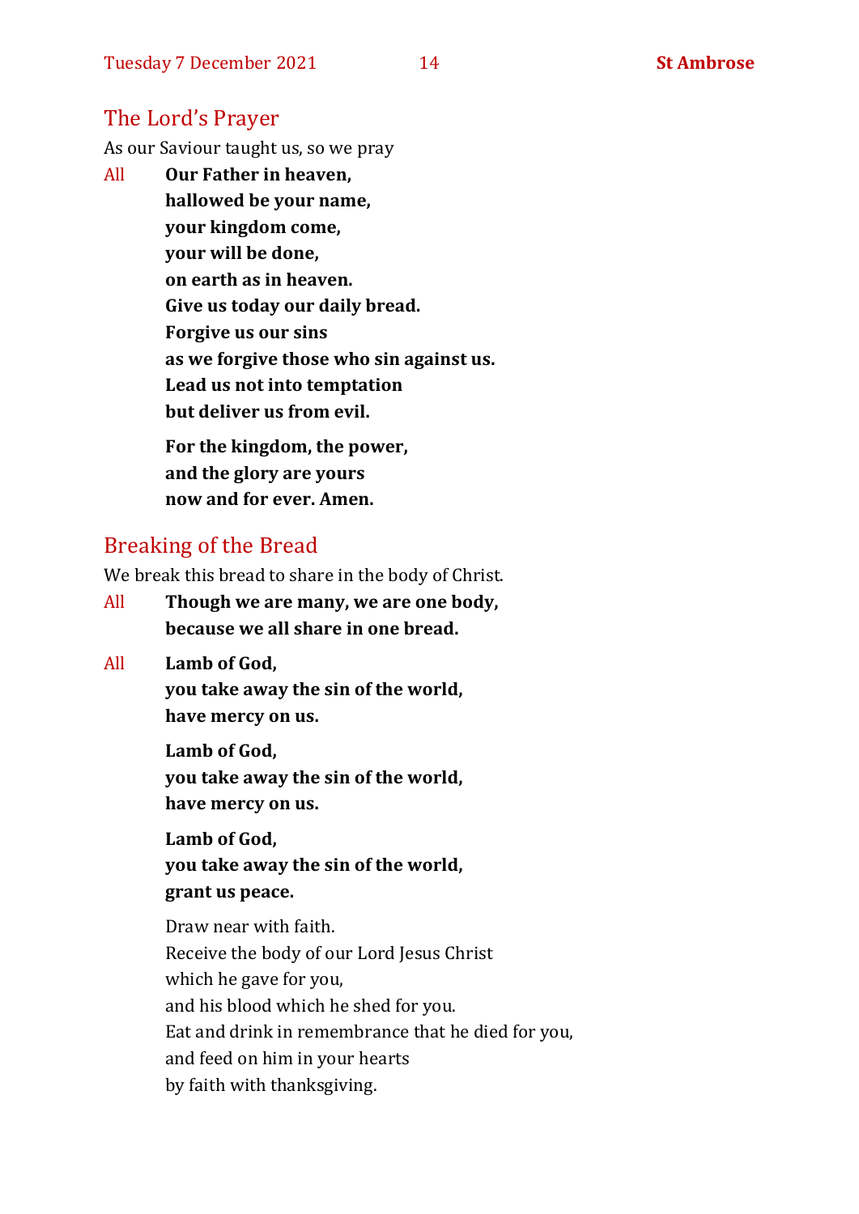## The Lord's Prayer

As our Saviour taught us, so we pray

All **Our Father in heaven,**
**hallowed be your name,**
**your kingdom come,**
**your will be done,**
**on earth as in heaven.**
**Give us today our daily bread.**
**Forgive us our sins**
**as we forgive those who sin against us.**
**Lead us not into temptation**
**but deliver us from evil.**

**For the kingdom, the power,**
**and the glory are yours**
**now and for ever. Amen.**

## Breaking of the Bread

We break this bread to share in the body of Christ.

All **Though we are many, we are one body,**
**because we all share in one bread.**

All **Lamb of God,**
**you take away the sin of the world,**
**have mercy on us.**

**Lamb of God,**
**you take away the sin of the world,**
**have mercy on us.**

**Lamb of God,**
**you take away the sin of the world,**
**grant us peace.**

Draw near with faith.
Receive the body of our Lord Jesus Christ
which he gave for you,
and his blood which he shed for you.
Eat and drink in remembrance that he died for you,
and feed on him in your hearts
by faith with thanksgiving.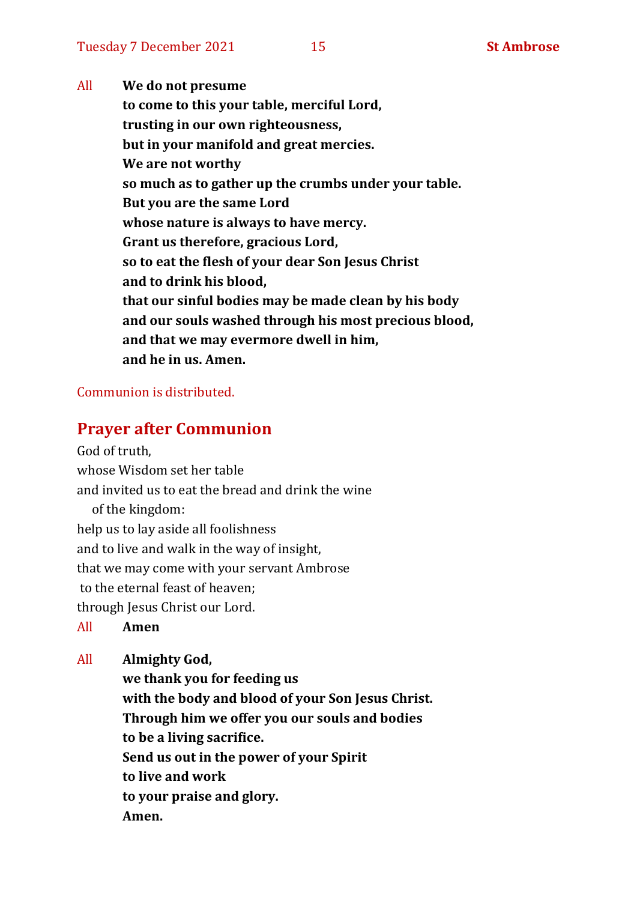All **We do not presume**
**to come to this your table, merciful Lord,**
**trusting in our own righteousness,**
**but in your manifold and great mercies.**
**We are not worthy**
**so much as to gather up the crumbs under your table.**
**But you are the same Lord**
**whose nature is always to have mercy.**
**Grant us therefore, gracious Lord,**
**so to eat the flesh of your dear Son Jesus Christ**
**and to drink his blood,**
**that our sinful bodies may be made clean by his body**
**and our souls washed through his most precious blood,**
**and that we may evermore dwell in him,**
**and he in us. Amen.**

Communion is distributed.

## Prayer after Communion

God of truth,
whose Wisdom set her table
and invited us to eat the bread and drink the wine
of the kingdom:
help us to lay aside all foolishness
and to live and walk in the way of insight,
that we may come with your servant Ambrose
to the eternal feast of heaven;
through Jesus Christ our Lord.

All **Amen**

All **Almighty God,**
**we thank you for feeding us**
**with the body and blood of your Son Jesus Christ.**
**Through him we offer you our souls and bodies**
**to be a living sacrifice.**
**Send us out in the power of your Spirit**
**to live and work**
**to your praise and glory.**
**Amen.**